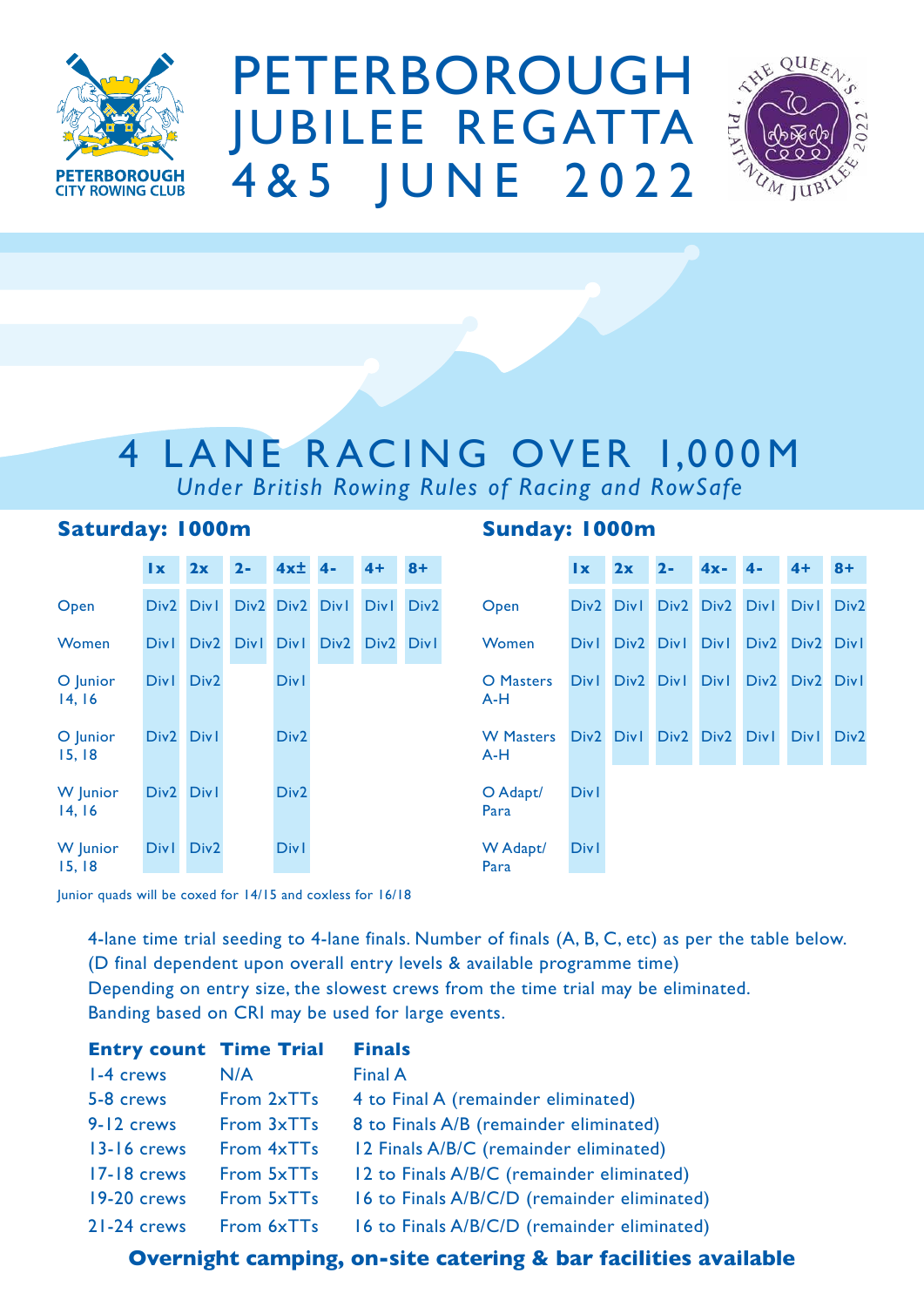PETERBOROUGH CITY ROWING CLUB

# PETERBOROUGH JUBILEE REGATTA 4&5 JUNE 2022

THE QUEEN'S PLATINUM JUBILEE 2022

## 4 LANE RACING OVER 1,000M

*Under British Rowing Rules of Racing and RowSafe*

### Saturday: 1000m

| | 1x | 2x | 2- | 4x± | 4- | 4+ | 8+ |
|---|---|---|---|---|---|---|---|
| Open | Div2 | Div1 | Div2 | Div2 | Div1 | Div1 | Div2 |
| Women | Div1 | Div2 | Div1 | Div1 | Div2 | Div2 | Div1 |
| O Junior 14, 16 | Div1 | Div2 | | Div1 | | | |
| O Junior 15, 18 | Div2 | Div1 | | Div2 | | | |
| W Junior 14, 16 | Div2 | Div1 | | Div2 | | | |
| W Junior 15, 18 | Div1 | Div2 | | Div1 | | | |

Junior quads will be coxed for 14/15 and coxless for 16/18

### Sunday: 1000m

| | 1x | 2x | 2- | 4x- | 4- | 4+ | 8+ |
|---|---|---|---|---|---|---|---|
| Open | Div2 | Div1 | Div2 | Div2 | Div1 | Div1 | Div2 |
| Women | Div1 | Div2 | Div1 | Div1 | Div2 | Div2 | Div1 |
| O Masters A-H | Div1 | Div2 | Div1 | Div1 | Div2 | Div2 | Div1 |
| W Masters A-H | Div2 | Div1 | Div2 | Div2 | Div1 | Div1 | Div2 |
| O Adapt/ Para | Div1 | | | | | | |
| W Adapt/ Para | Div1 | | | | | | |

4-lane time trial seeding to 4-lane finals. Number of finals (A, B, C, etc) as per the table below. (D final dependent upon overall entry levels & available programme time)
Depending on entry size, the slowest crews from the time trial may be eliminated.
Banding based on CRI may be used for large events.

| Entry count | Time Trial | Finals |
|---|---|---|
| 1-4 crews | N/A | Final A |
| 5-8 crews | From 2xTTs | 4 to Final A (remainder eliminated) |
| 9-12 crews | From 3xTTs | 8 to Finals A/B (remainder eliminated) |
| 13-16 crews | From 4xTTs | 12 Finals A/B/C (remainder eliminated) |
| 17-18 crews | From 5xTTs | 12 to Finals A/B/C (remainder eliminated) |
| 19-20 crews | From 5xTTs | 16 to Finals A/B/C/D (remainder eliminated) |
| 21-24 crews | From 6xTTs | 16 to Finals A/B/C/D (remainder eliminated) |

**Overnight camping, on-site catering & bar facilities available**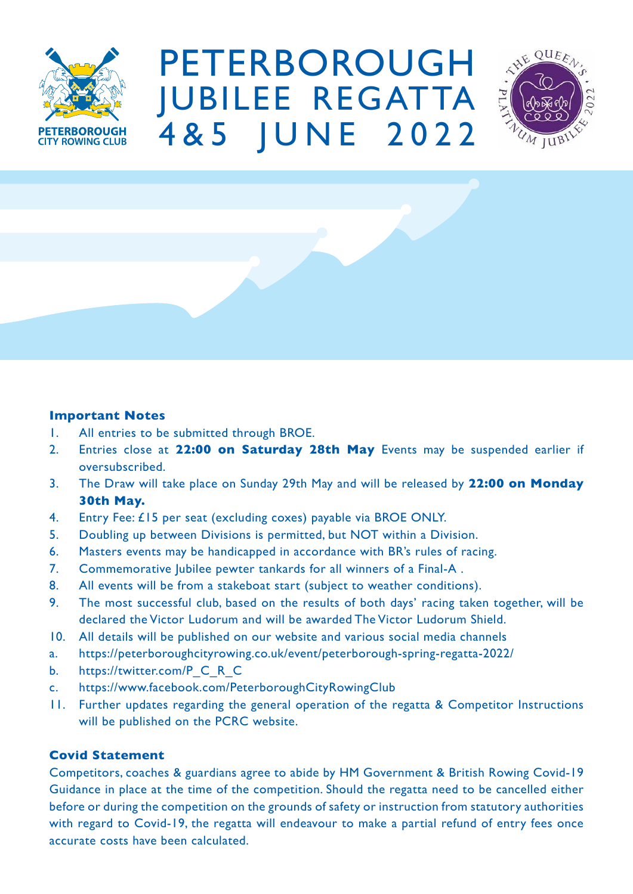PETERBOROUGH CITY ROWING CLUB

# PETERBOROUGH JUBILEE REGATTA 4&5 JUNE 2022

THE QUEEN'S PLATINUM JUBILEE 2022

### Important Notes

1. All entries to be submitted through BROE.
2. Entries close at **22:00 on Saturday 28th May** Events may be suspended earlier if oversubscribed.
3. The Draw will take place on Sunday 29th May and will be released by **22:00 on Monday 30th May.**
4. Entry Fee: £15 per seat (excluding coxes) payable via BROE ONLY.
5. Doubling up between Divisions is permitted, but NOT within a Division.
6. Masters events may be handicapped in accordance with BR's rules of racing.
7. Commemorative Jubilee pewter tankards for all winners of a Final-A .
8. All events will be from a stakeboat start (subject to weather conditions).
9. The most successful club, based on the results of both days' racing taken together, will be declared the Victor Ludorum and will be awarded The Victor Ludorum Shield.
10. All details will be published on our website and various social media channels
    a. https://peterboroughcityrowing.co.uk/event/peterborough-spring-regatta-2022/
    b. https://twitter.com/P_C_R_C
    c. https://www.facebook.com/PeterboroughCityRowingClub
11. Further updates regarding the general operation of the regatta & Competitor Instructions will be published on the PCRC website.

### Covid Statement

Competitors, coaches & guardians agree to abide by HM Government & British Rowing Covid-19 Guidance in place at the time of the competition. Should the regatta need to be cancelled either before or during the competition on the grounds of safety or instruction from statutory authorities with regard to Covid-19, the regatta will endeavour to make a partial refund of entry fees once accurate costs have been calculated.